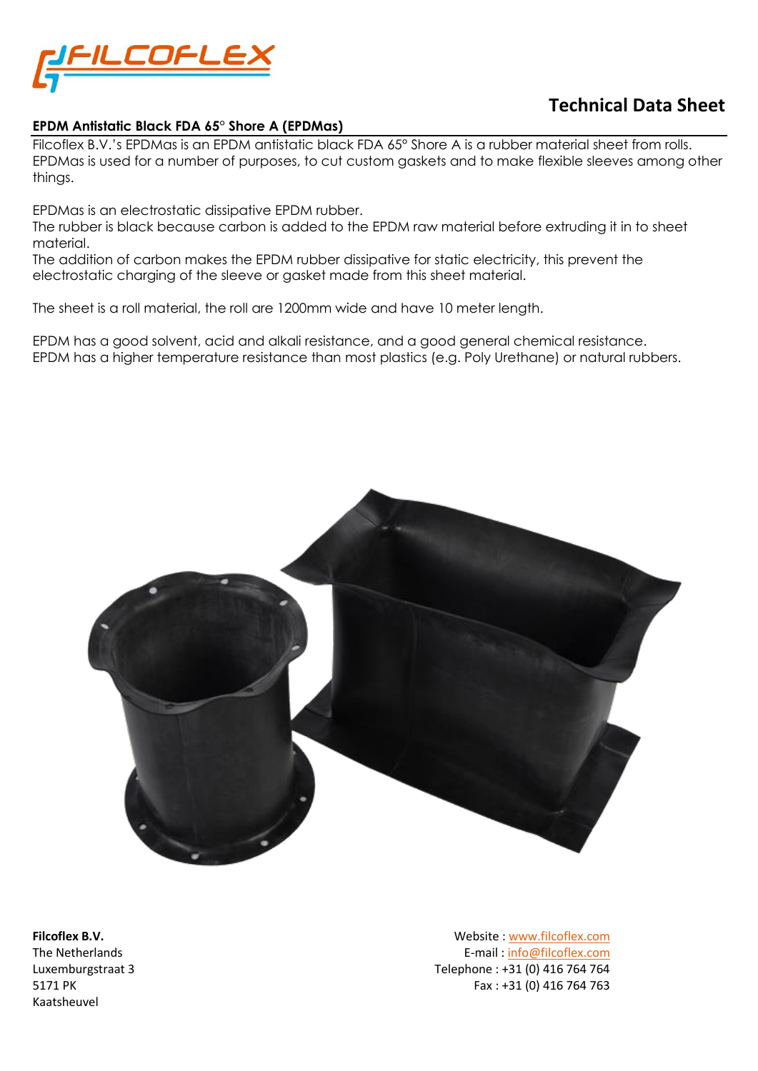# Technical Data Sheet

## EPDM Antistatic Black FDA 65° Shore A (EPDMas)

Filcoflex B.V.'s EPDMas is an EPDM antistatic black FDA 65° Shore A is a rubber material sheet from rolls. EPDMas is used for a number of purposes, to cut custom gaskets and to make flexible sleeves among other things.

EPDMas is an electrostatic dissipative EPDM rubber.
The rubber is black because carbon is added to the EPDM raw material before extruding it in to sheet material.
The addition of carbon makes the EPDM rubber dissipative for static electricity, this prevent the electrostatic charging of the sleeve or gasket made from this sheet material.

The sheet is a roll material, the roll are 1200mm wide and have 10 meter length.

EPDM has a good solvent, acid and alkali resistance, and a good general chemical resistance.
EPDM has a higher temperature resistance than most plastics (e.g. Poly Urethane) or natural rubbers.

**Filcoflex B.V.**
The Netherlands
Luxemburgstraat 3
5171 PK
Kaatsheuvel

Website : www.filcoflex.com
E-mail : info@filcoflex.com
Telephone : +31 (0) 416 764 764
Fax : +31 (0) 416 764 763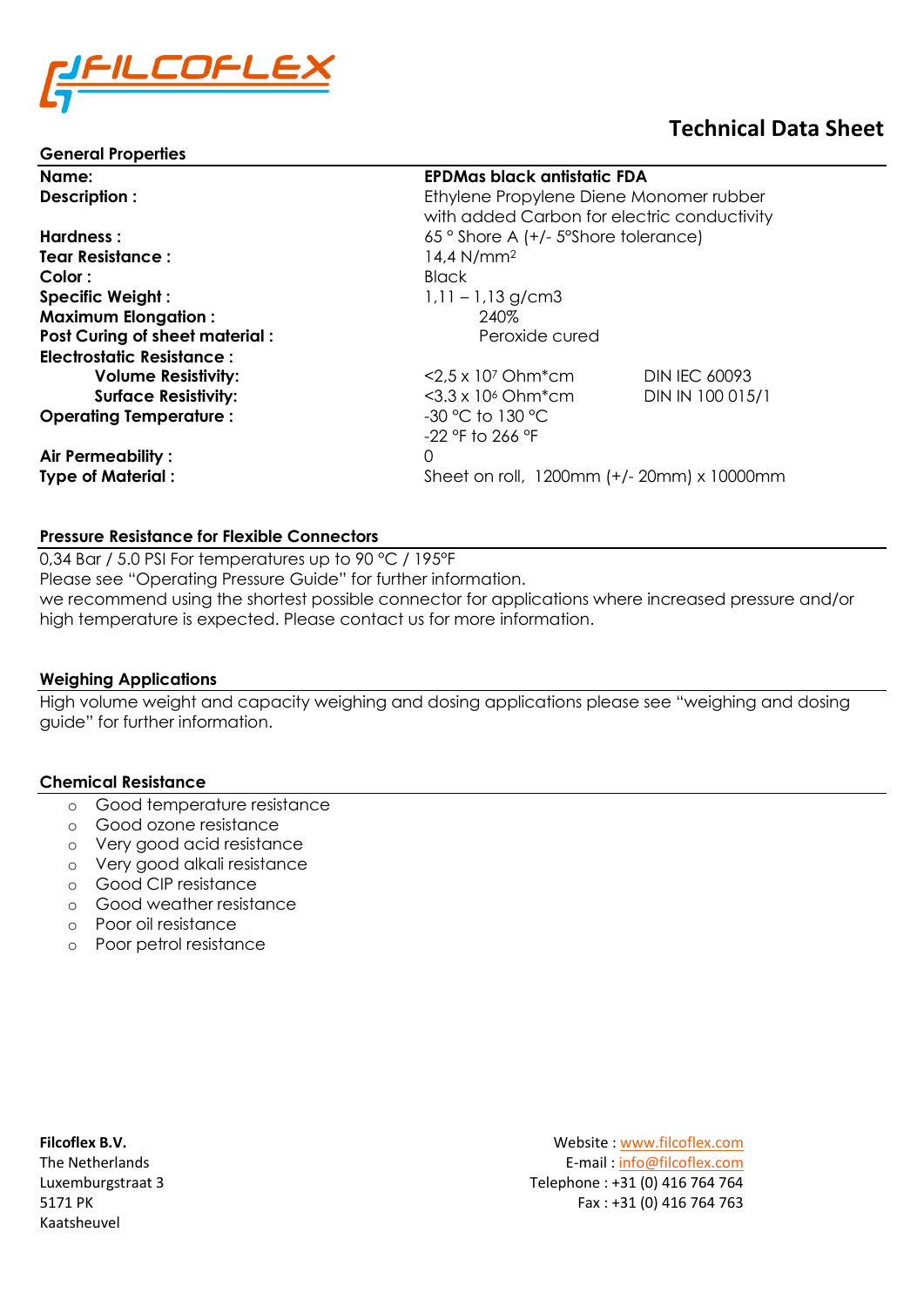FILCOFLEX

# Technical Data Sheet

## General Properties

| | | |
|---|---|---|
| **Name:** | **EPDMas black antistatic FDA** | |
| **Description :** | Ethylene Propylene Diene Monomer rubber with added Carbon for electric conductivity | |
| **Hardness :** | 65 ° Shore A (+/- 5°Shore tolerance) | |
| **Tear Resistance :** | 14,4 N/mm$^2$ | |
| **Color :** | Black | |
| **Specific Weight :** | 1,11 – 1,13 g/cm3 | |
| **Maximum Elongation :** | 240% | |
| **Post Curing of sheet material :** | Peroxide cured | |
| **Electrostatic Resistance :** | | |
| **Volume Resistivity:** | <2,5 x $10^7$ Ohm*cm | DIN IEC 60093 |
| **Surface Resistivity:** | <3.3 x $10^6$ Ohm*cm | DIN IN 100 015/1 |
| **Operating Temperature :** | -30 °C to 130 °C<br>-22 °F to 266 °F | |
| **Air Permeability :** | 0 | |
| **Type of Material :** | Sheet on roll, 1200mm (+/- 20mm) x 10000mm | |

## Pressure Resistance for Flexible Connectors

0,34 Bar / 5.0 PSI For temperatures up to 90 °C / 195°F
Please see "Operating Pressure Guide" for further information.
we recommend using the shortest possible connector for applications where increased pressure and/or high temperature is expected. Please contact us for more information.

## Weighing Applications

High volume weight and capacity weighing and dosing applications please see "weighing and dosing guide" for further information.

## Chemical Resistance

- Good temperature resistance
- Good ozone resistance
- Very good acid resistance
- Very good alkali resistance
- Good CIP resistance
- Good weather resistance
- Poor oil resistance
- Poor petrol resistance

**Filcoflex B.V.**
The Netherlands
Luxemburgstraat 3
5171 PK
Kaatsheuvel

Website : www.filcoflex.com
E-mail : info@filcoflex.com
Telephone : +31 (0) 416 764 764
Fax : +31 (0) 416 764 763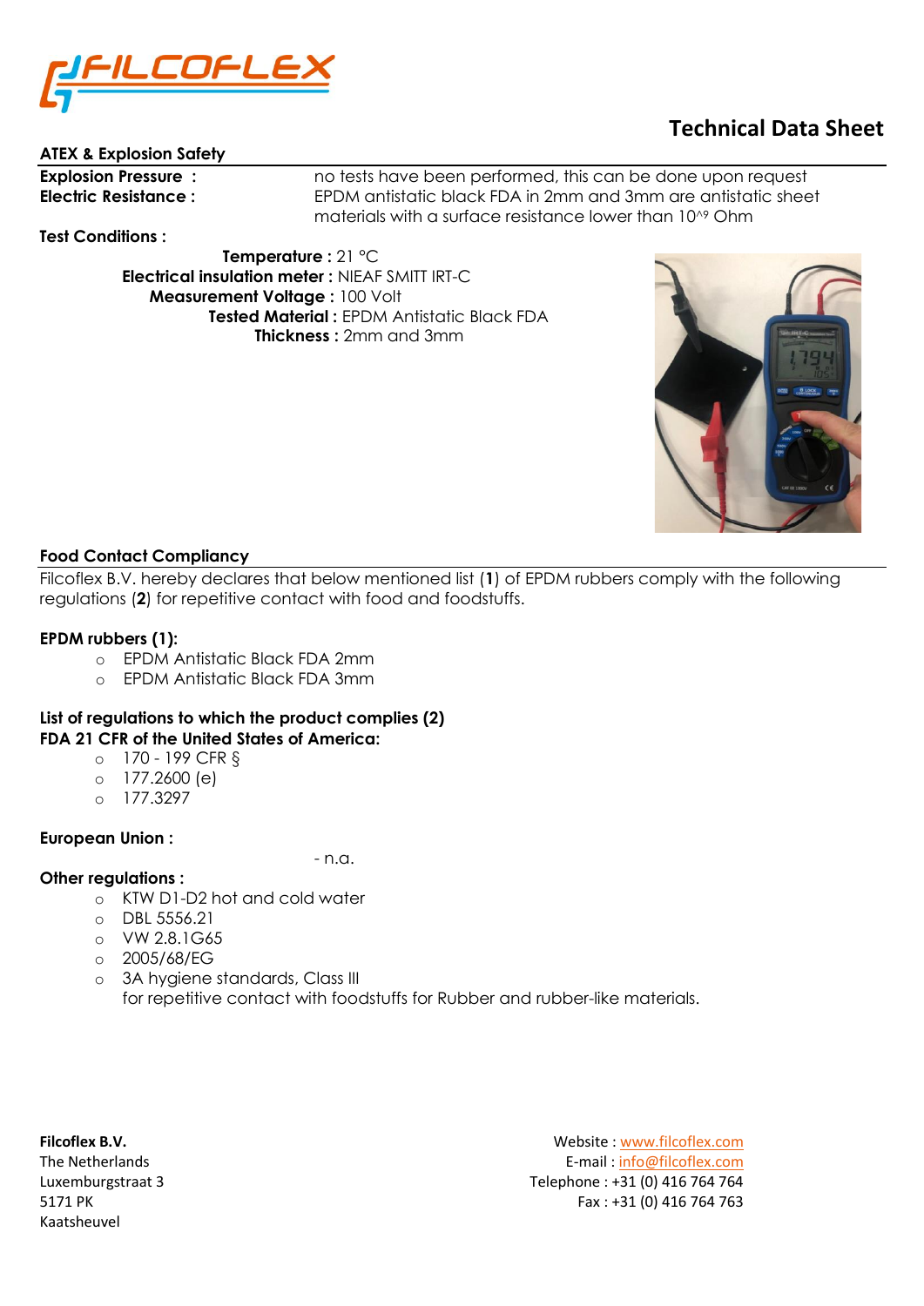# Technical Data Sheet

## ATEX & Explosion Safety

**Explosion Pressure :** no tests have been performed, this can be done upon request

**Electric Resistance :** EPDM antistatic black FDA in 2mm and 3mm are antistatic sheet materials with a surface resistance lower than 10^9 Ohm

**Test Conditions :**

**Temperature :** 21 °C
**Electrical insulation meter :** NIEAF SMITT IRT-C
**Measurement Voltage :** 100 Volt
**Tested Material :** EPDM Antistatic Black FDA
**Thickness :** 2mm and 3mm

## Food Contact Compliancy

Filcoflex B.V. hereby declares that below mentioned list (**1**) of EPDM rubbers comply with the following regulations (**2**) for repetitive contact with food and foodstuffs.

**EPDM rubbers (1):**

- EPDM Antistatic Black FDA 2mm
- EPDM Antistatic Black FDA 3mm

**List of regulations to which the product complies (2)**
**FDA 21 CFR of the United States of America:**

- 170 - 199 CFR §
- 177.2600 (e)
- 177.3297

**European Union :**

- n.a.

**Other regulations :**

- KTW D1-D2 hot and cold water
- DBL 5556.21
- VW 2.8.1G65
- 2005/68/EG
- 3A hygiene standards, Class III
  for repetitive contact with foodstuffs for Rubber and rubber-like materials.

**Filcoflex B.V.**
The Netherlands
Luxemburgstraat 3
5171 PK
Kaatsheuvel

Website : www.filcoflex.com
E-mail : info@filcoflex.com
Telephone : +31 (0) 416 764 764
Fax : +31 (0) 416 764 763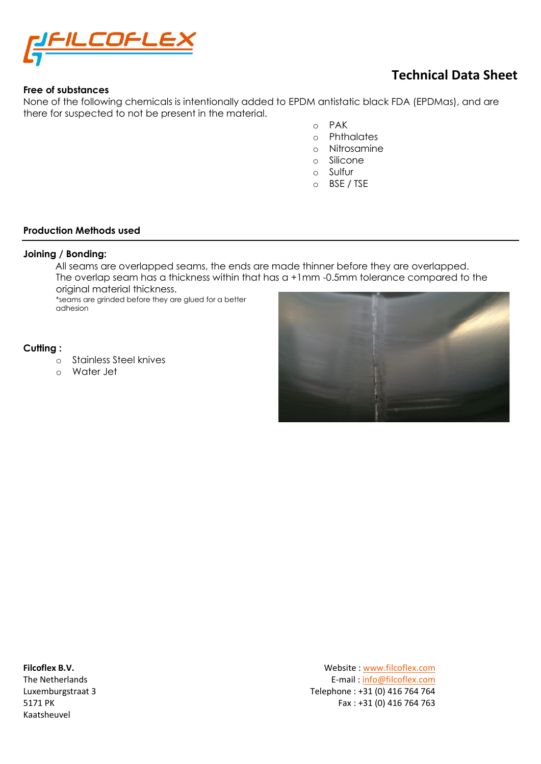# Technical Data Sheet

**Free of substances**

None of the following chemicals is intentionally added to EPDM antistatic black FDA (EPDMas), and are there for suspected to not be present in the material.

- PAK
- Phthalates
- Nitrosamine
- Silicone
- Sulfur
- BSE / TSE

**Production Methods used**

**Joining / Bonding:**

All seams are overlapped seams, the ends are made thinner before they are overlapped. The overlap seam has a thickness within that has a +1mm -0.5mm tolerance compared to the original material thickness.

*seams are grinded before they are glued for a better adhesion

**Cutting :**

- Stainless Steel knives
- Water Jet

**Filcoflex B.V.**
The Netherlands
Luxemburgstraat 3
5171 PK
Kaatsheuvel

Website : www.filcoflex.com
E-mail : info@filcoflex.com
Telephone : +31 (0) 416 764 764
Fax : +31 (0) 416 764 763